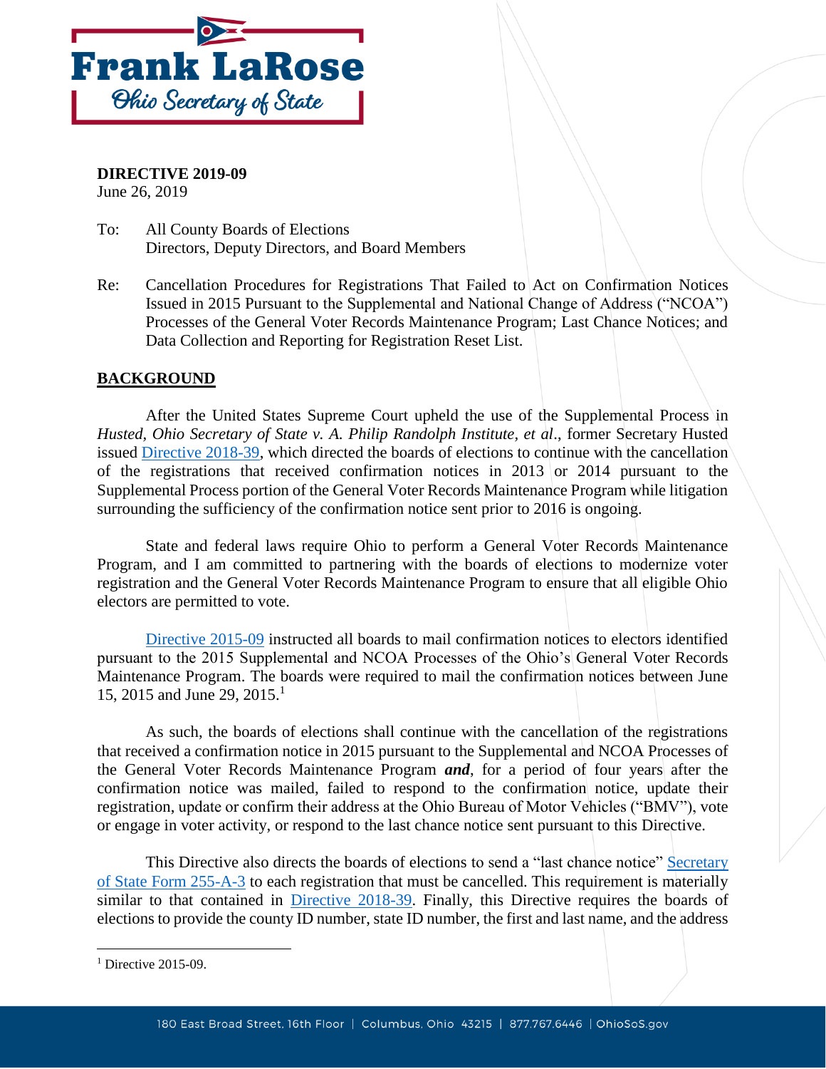Frank LaRose
Ohio Secretary of State

**DIRECTIVE 2019-09**
June 26, 2019

To: All County Boards of Elections
Directors, Deputy Directors, and Board Members

Re: Cancellation Procedures for Registrations That Failed to Act on Confirmation Notices Issued in 2015 Pursuant to the Supplemental and National Change of Address ("NCOA") Processes of the General Voter Records Maintenance Program; Last Chance Notices; and Data Collection and Reporting for Registration Reset List.

## BACKGROUND

After the United States Supreme Court upheld the use of the Supplemental Process in *Husted, Ohio Secretary of State v. A. Philip Randolph Institute, et al*., former Secretary Husted issued Directive 2018-39, which directed the boards of elections to continue with the cancellation of the registrations that received confirmation notices in 2013 or 2014 pursuant to the Supplemental Process portion of the General Voter Records Maintenance Program while litigation surrounding the sufficiency of the confirmation notice sent prior to 2016 is ongoing.

State and federal laws require Ohio to perform a General Voter Records Maintenance Program, and I am committed to partnering with the boards of elections to modernize voter registration and the General Voter Records Maintenance Program to ensure that all eligible Ohio electors are permitted to vote.

Directive 2015-09 instructed all boards to mail confirmation notices to electors identified pursuant to the 2015 Supplemental and NCOA Processes of the Ohio's General Voter Records Maintenance Program. The boards were required to mail the confirmation notices between June 15, 2015 and June 29, 2015.[1]

As such, the boards of elections shall continue with the cancellation of the registrations that received a confirmation notice in 2015 pursuant to the Supplemental and NCOA Processes of the General Voter Records Maintenance Program ***and***, for a period of four years after the confirmation notice was mailed, failed to respond to the confirmation notice, update their registration, update or confirm their address at the Ohio Bureau of Motor Vehicles ("BMV"), vote or engage in voter activity, or respond to the last chance notice sent pursuant to this Directive.

This Directive also directs the boards of elections to send a "last chance notice" Secretary of State Form 255-A-3 to each registration that must be cancelled. This requirement is materially similar to that contained in Directive 2018-39. Finally, this Directive requires the boards of elections to provide the county ID number, state ID number, the first and last name, and the address

[1] Directive 2015-09.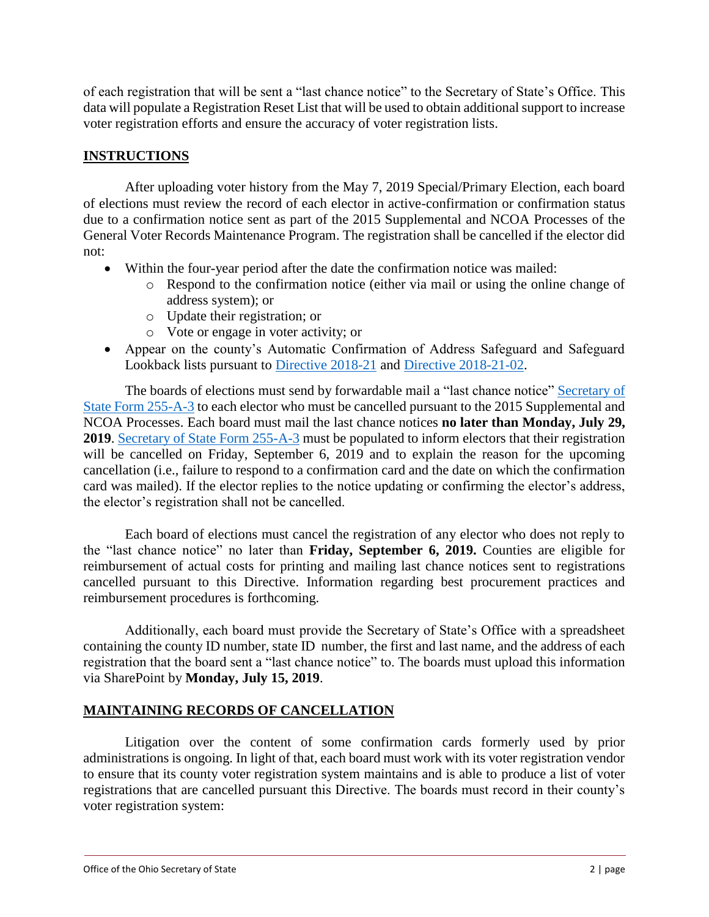of each registration that will be sent a "last chance notice" to the Secretary of State's Office. This data will populate a Registration Reset List that will be used to obtain additional support to increase voter registration efforts and ensure the accuracy of voter registration lists.

## INSTRUCTIONS

After uploading voter history from the May 7, 2019 Special/Primary Election, each board of elections must review the record of each elector in active-confirmation or confirmation status due to a confirmation notice sent as part of the 2015 Supplemental and NCOA Processes of the General Voter Records Maintenance Program. The registration shall be cancelled if the elector did not:

- Within the four-year period after the date the confirmation notice was mailed:
  - Respond to the confirmation notice (either via mail or using the online change of address system); or
  - Update their registration; or
  - Vote or engage in voter activity; or
- Appear on the county's Automatic Confirmation of Address Safeguard and Safeguard Lookback lists pursuant to Directive 2018-21 and Directive 2018-21-02.

The boards of elections must send by forwardable mail a "last chance notice" Secretary of State Form 255-A-3 to each elector who must be cancelled pursuant to the 2015 Supplemental and NCOA Processes. Each board must mail the last chance notices **no later than Monday, July 29, 2019**. Secretary of State Form 255-A-3 must be populated to inform electors that their registration will be cancelled on Friday, September 6, 2019 and to explain the reason for the upcoming cancellation (i.e., failure to respond to a confirmation card and the date on which the confirmation card was mailed). If the elector replies to the notice updating or confirming the elector's address, the elector's registration shall not be cancelled.

Each board of elections must cancel the registration of any elector who does not reply to the "last chance notice" no later than **Friday, September 6, 2019.** Counties are eligible for reimbursement of actual costs for printing and mailing last chance notices sent to registrations cancelled pursuant to this Directive. Information regarding best procurement practices and reimbursement procedures is forthcoming.

Additionally, each board must provide the Secretary of State's Office with a spreadsheet containing the county ID number, state ID number, the first and last name, and the address of each registration that the board sent a "last chance notice" to. The boards must upload this information via SharePoint by **Monday, July 15, 2019**.

## MAINTAINING RECORDS OF CANCELLATION

Litigation over the content of some confirmation cards formerly used by prior administrations is ongoing. In light of that, each board must work with its voter registration vendor to ensure that its county voter registration system maintains and is able to produce a list of voter registrations that are cancelled pursuant this Directive. The boards must record in their county's voter registration system: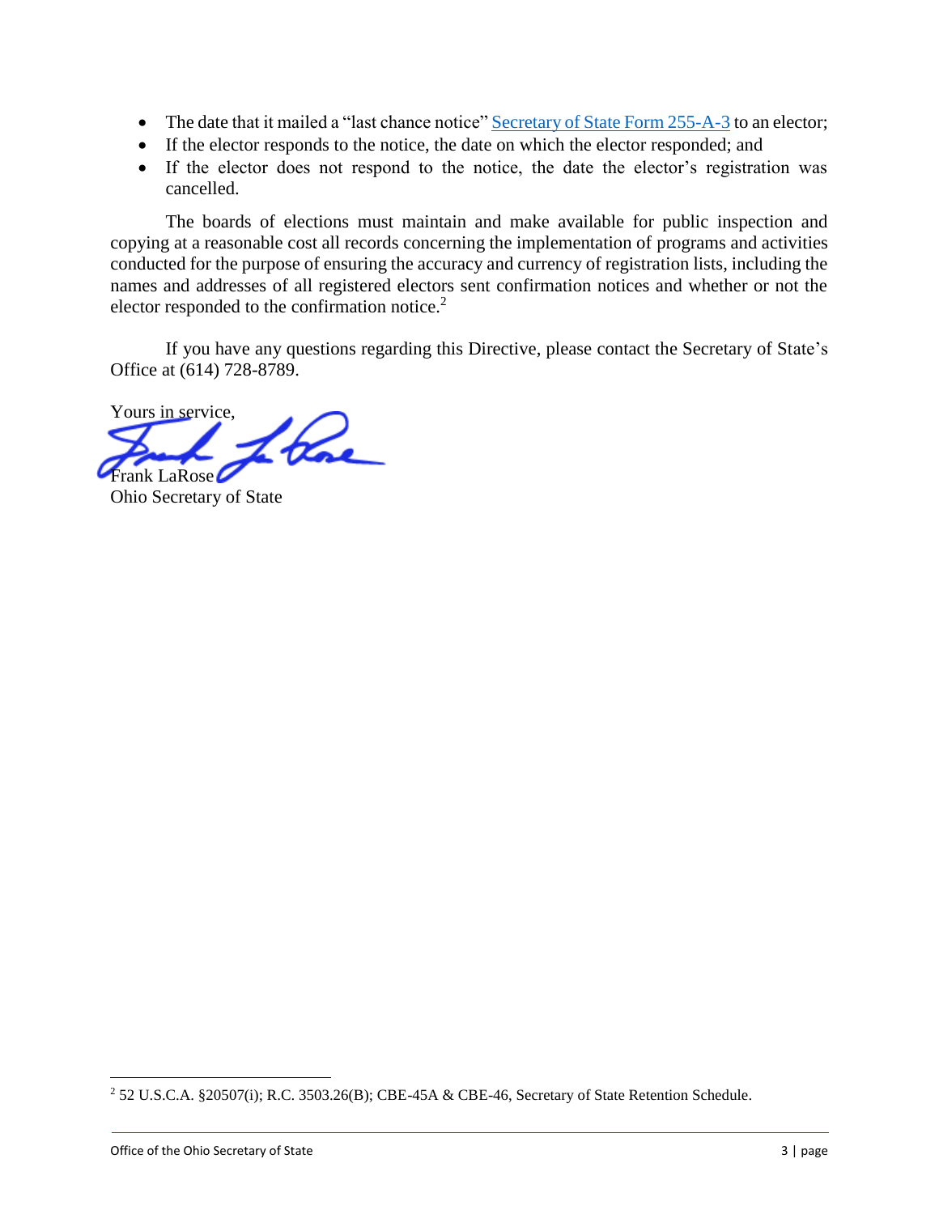- The date that it mailed a "last chance notice" Secretary of State Form 255-A-3 to an elector;
- If the elector responds to the notice, the date on which the elector responded; and
- If the elector does not respond to the notice, the date the elector's registration was cancelled.

The boards of elections must maintain and make available for public inspection and copying at a reasonable cost all records concerning the implementation of programs and activities conducted for the purpose of ensuring the accuracy and currency of registration lists, including the names and addresses of all registered electors sent confirmation notices and whether or not the elector responded to the confirmation notice.[2]

If you have any questions regarding this Directive, please contact the Secretary of State's Office at (614) 728-8789.

Yours in service,

Frank LaRose
Ohio Secretary of State

---

[2] 52 U.S.C.A. §20507(i); R.C. 3503.26(B); CBE-45A & CBE-46, Secretary of State Retention Schedule.